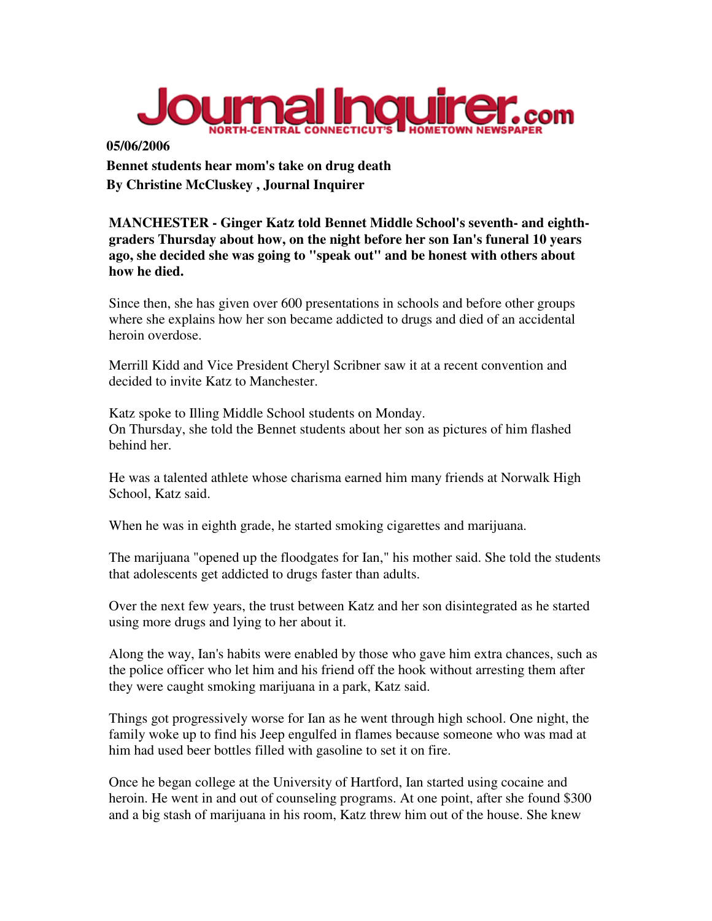# Journal Inquirer.com

NORTH-CENTRAL CONNECTICUT'S HOMETOWN NEWSPAPER

**05/06/2006**

**Bennet students hear mom's take on drug death**

**By Christine McCluskey , Journal Inquirer**

**MANCHESTER - Ginger Katz told Bennet Middle School's seventh- and eighth-graders Thursday about how, on the night before her son Ian's funeral 10 years ago, she decided she was going to "speak out" and be honest with others about how he died.**

Since then, she has given over 600 presentations in schools and before other groups where she explains how her son became addicted to drugs and died of an accidental heroin overdose.

Merrill Kidd and Vice President Cheryl Scribner saw it at a recent convention and decided to invite Katz to Manchester.

Katz spoke to Illing Middle School students on Monday.
On Thursday, she told the Bennet students about her son as pictures of him flashed behind her.

He was a talented athlete whose charisma earned him many friends at Norwalk High School, Katz said.

When he was in eighth grade, he started smoking cigarettes and marijuana.

The marijuana "opened up the floodgates for Ian," his mother said. She told the students that adolescents get addicted to drugs faster than adults.

Over the next few years, the trust between Katz and her son disintegrated as he started using more drugs and lying to her about it.

Along the way, Ian's habits were enabled by those who gave him extra chances, such as the police officer who let him and his friend off the hook without arresting them after they were caught smoking marijuana in a park, Katz said.

Things got progressively worse for Ian as he went through high school. One night, the family woke up to find his Jeep engulfed in flames because someone who was mad at him had used beer bottles filled with gasoline to set it on fire.

Once he began college at the University of Hartford, Ian started using cocaine and heroin. He went in and out of counseling programs. At one point, after she found $300 and a big stash of marijuana in his room, Katz threw him out of the house. She knew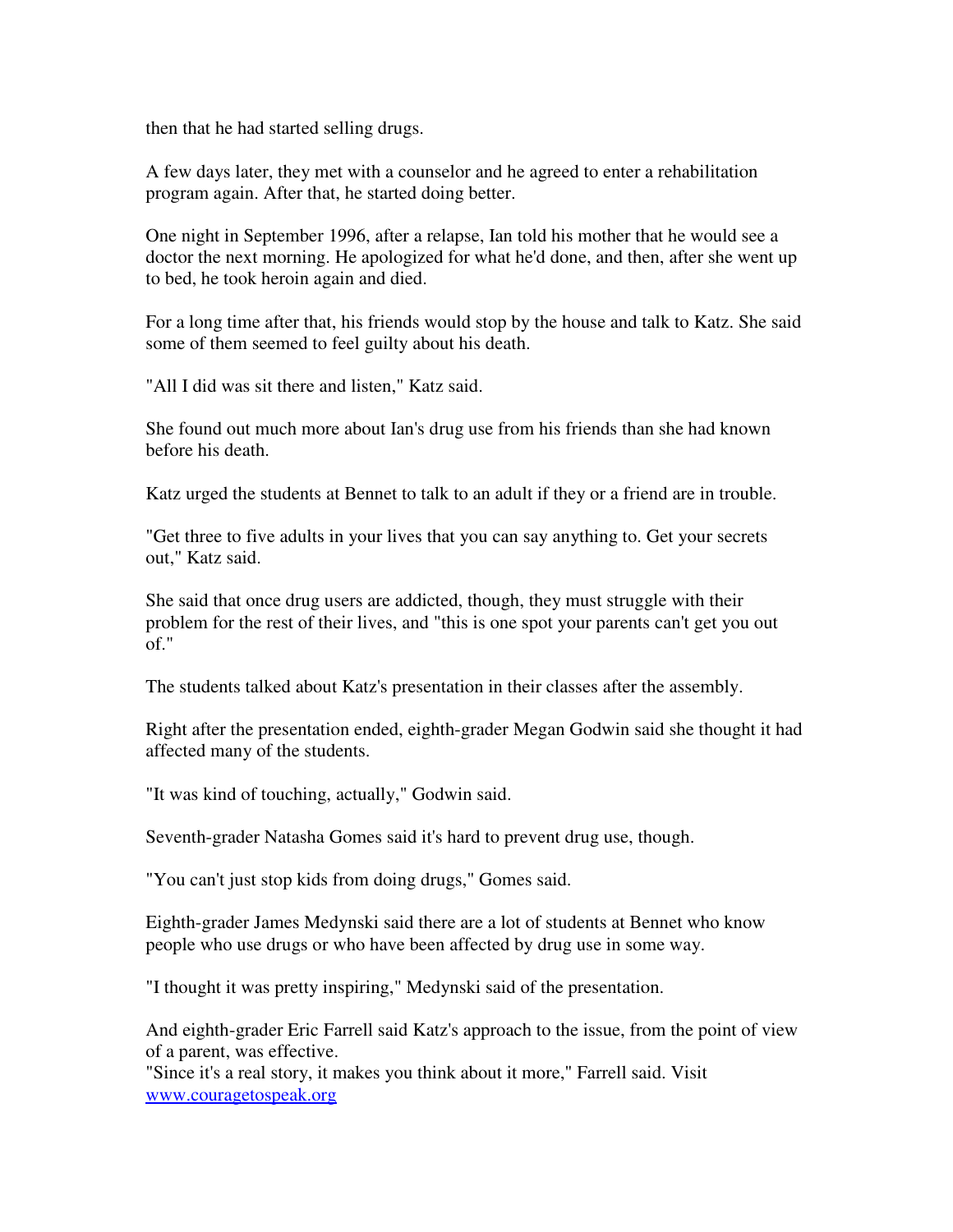then that he had started selling drugs.

A few days later, they met with a counselor and he agreed to enter a rehabilitation program again. After that, he started doing better.

One night in September 1996, after a relapse, Ian told his mother that he would see a doctor the next morning. He apologized for what he'd done, and then, after she went up to bed, he took heroin again and died.

For a long time after that, his friends would stop by the house and talk to Katz. She said some of them seemed to feel guilty about his death.

"All I did was sit there and listen," Katz said.

She found out much more about Ian's drug use from his friends than she had known before his death.

Katz urged the students at Bennet to talk to an adult if they or a friend are in trouble.

"Get three to five adults in your lives that you can say anything to. Get your secrets out," Katz said.

She said that once drug users are addicted, though, they must struggle with their problem for the rest of their lives, and "this is one spot your parents can't get you out of."

The students talked about Katz's presentation in their classes after the assembly.

Right after the presentation ended, eighth-grader Megan Godwin said she thought it had affected many of the students.

"It was kind of touching, actually," Godwin said.

Seventh-grader Natasha Gomes said it's hard to prevent drug use, though.

"You can't just stop kids from doing drugs," Gomes said.

Eighth-grader James Medynski said there are a lot of students at Bennet who know people who use drugs or who have been affected by drug use in some way.

"I thought it was pretty inspiring," Medynski said of the presentation.

And eighth-grader Eric Farrell said Katz's approach to the issue, from the point of view of a parent, was effective.
"Since it's a real story, it makes you think about it more," Farrell said. Visit [www.couragetospeak.org](http://www.couragetospeak.org)